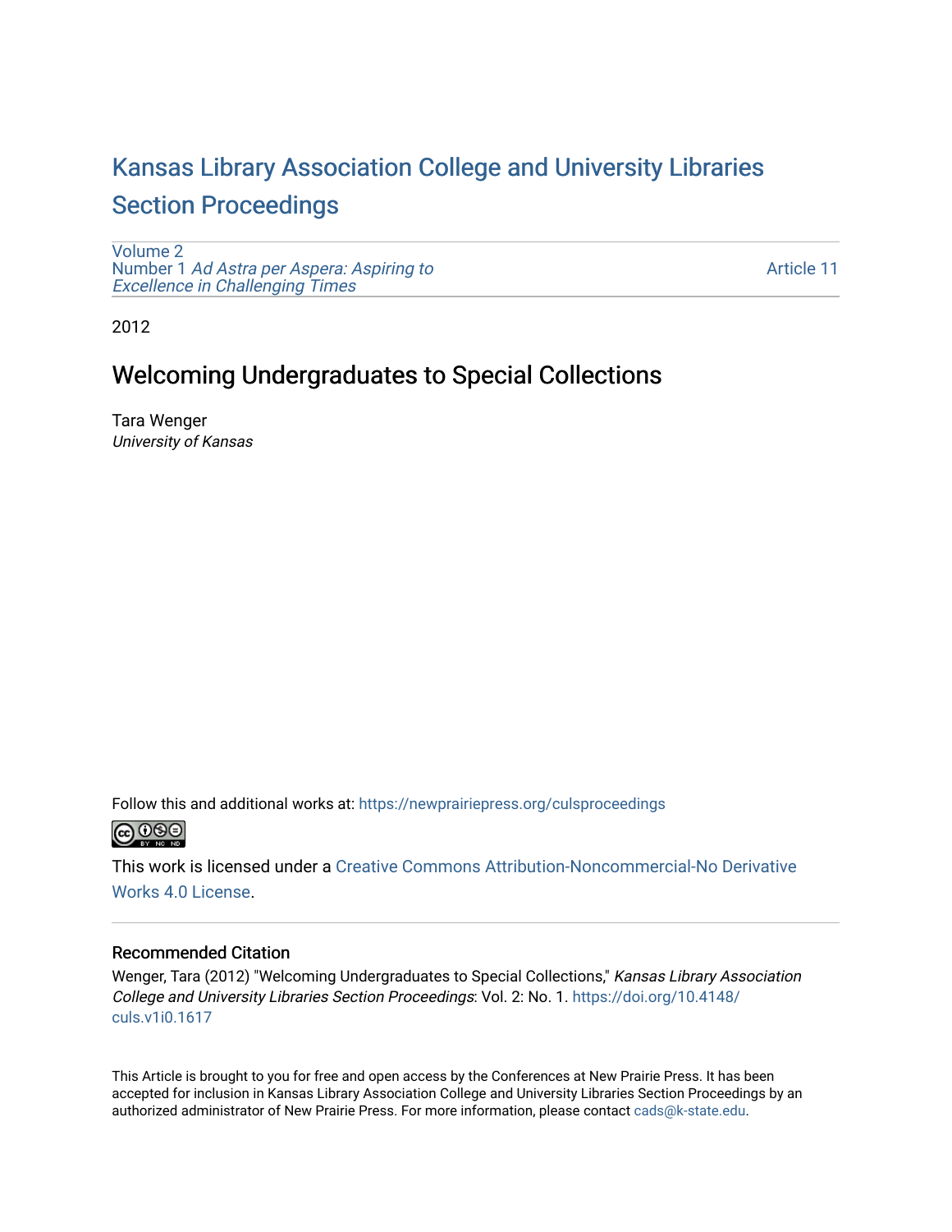# Kansas Library Association College and University Libraries Section Proceedings

Volume 2
Number 1 *Ad Astra per Aspera: Aspiring to Excellence in Challenging Times*

Article 11

2012

## Welcoming Undergraduates to Special Collections

Tara Wenger
*University of Kansas*

Follow this and additional works at: https://newprairiepress.org/culsproceedings

This work is licensed under a Creative Commons Attribution-Noncommercial-No Derivative Works 4.0 License.

### Recommended Citation

Wenger, Tara (2012) "Welcoming Undergraduates to Special Collections," *Kansas Library Association College and University Libraries Section Proceedings*: Vol. 2: No. 1. https://doi.org/10.4148/culs.v1i0.1617

This Article is brought to you for free and open access by the Conferences at New Prairie Press. It has been accepted for inclusion in Kansas Library Association College and University Libraries Section Proceedings by an authorized administrator of New Prairie Press. For more information, please contact cads@k-state.edu.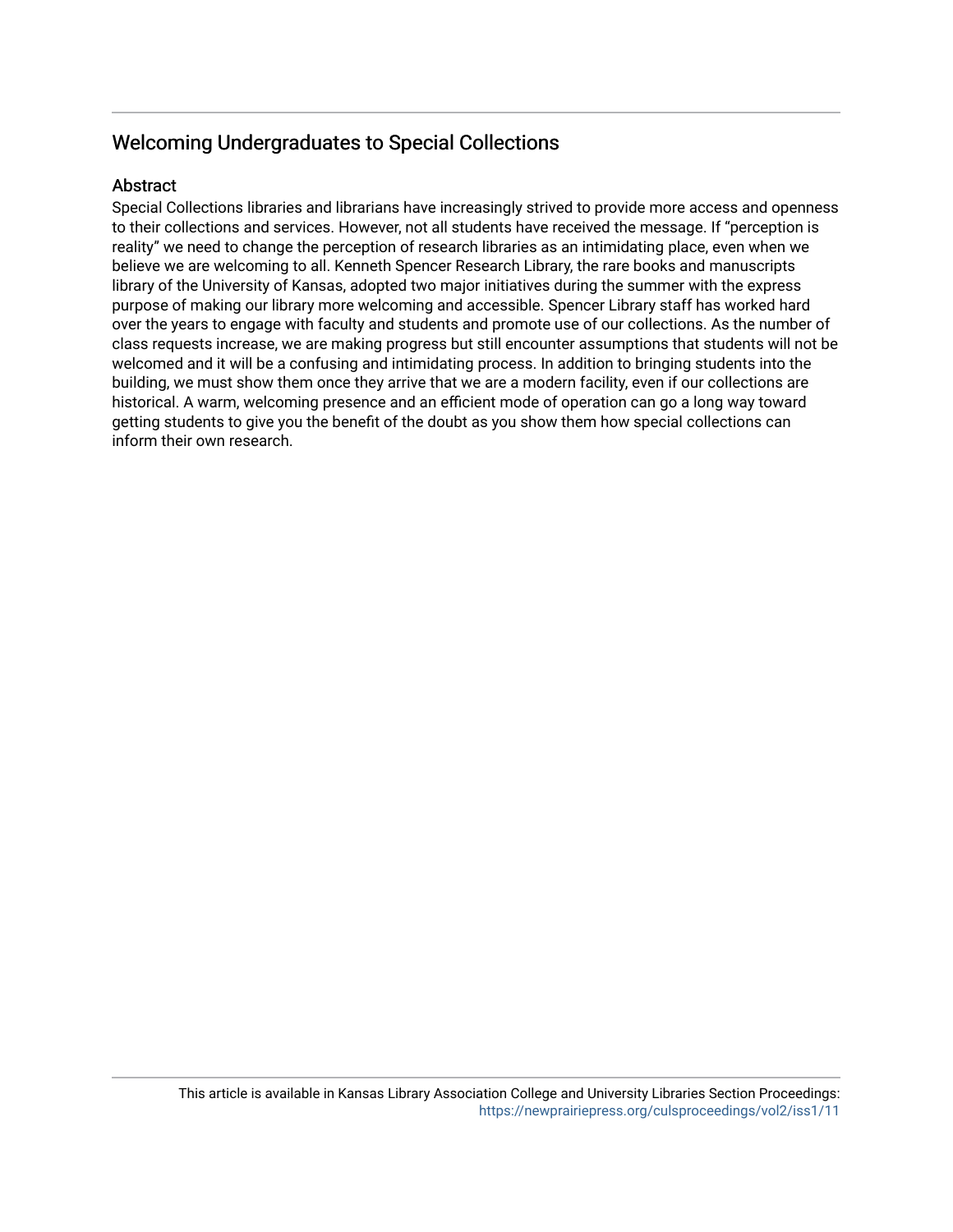## Welcoming Undergraduates to Special Collections

### Abstract

Special Collections libraries and librarians have increasingly strived to provide more access and openness to their collections and services. However, not all students have received the message. If "perception is reality" we need to change the perception of research libraries as an intimidating place, even when we believe we are welcoming to all. Kenneth Spencer Research Library, the rare books and manuscripts library of the University of Kansas, adopted two major initiatives during the summer with the express purpose of making our library more welcoming and accessible. Spencer Library staff has worked hard over the years to engage with faculty and students and promote use of our collections. As the number of class requests increase, we are making progress but still encounter assumptions that students will not be welcomed and it will be a confusing and intimidating process. In addition to bringing students into the building, we must show them once they arrive that we are a modern facility, even if our collections are historical. A warm, welcoming presence and an efficient mode of operation can go a long way toward getting students to give you the benefit of the doubt as you show them how special collections can inform their own research.

This article is available in Kansas Library Association College and University Libraries Section Proceedings: https://newprairiepress.org/culsproceedings/vol2/iss1/11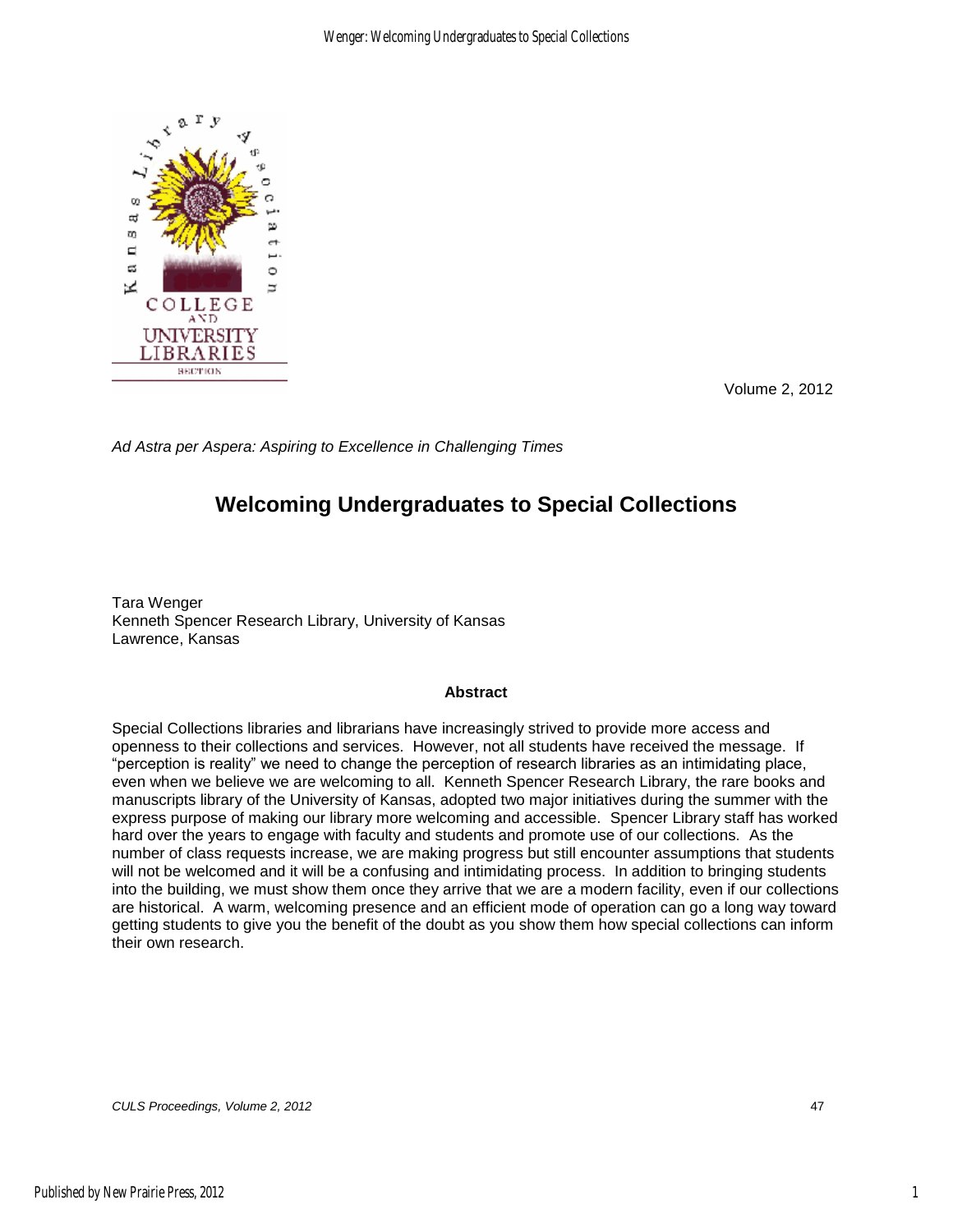Volume 2, 2012

*Ad Astra per Aspera: Aspiring to Excellence in Challenging Times*

# Welcoming Undergraduates to Special Collections

Tara Wenger
Kenneth Spencer Research Library, University of Kansas
Lawrence, Kansas

## Abstract

Special Collections libraries and librarians have increasingly strived to provide more access and openness to their collections and services. However, not all students have received the message. If "perception is reality" we need to change the perception of research libraries as an intimidating place, even when we believe we are welcoming to all. Kenneth Spencer Research Library, the rare books and manuscripts library of the University of Kansas, adopted two major initiatives during the summer with the express purpose of making our library more welcoming and accessible. Spencer Library staff has worked hard over the years to engage with faculty and students and promote use of our collections. As the number of class requests increase, we are making progress but still encounter assumptions that students will not be welcomed and it will be a confusing and intimidating process. In addition to bringing students into the building, we must show them once they arrive that we are a modern facility, even if our collections are historical. A warm, welcoming presence and an efficient mode of operation can go a long way toward getting students to give you the benefit of the doubt as you show them how special collections can inform their own research.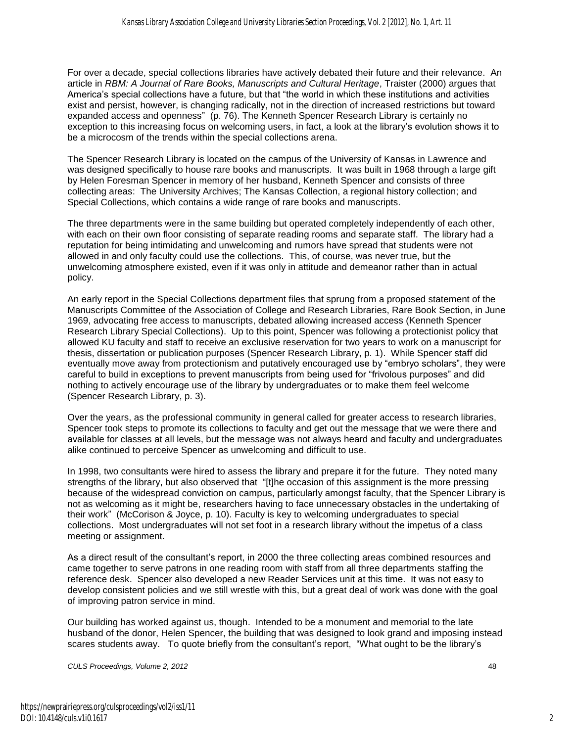For over a decade, special collections libraries have actively debated their future and their relevance. An article in *RBM: A Journal of Rare Books, Manuscripts and Cultural Heritage*, Traister (2000) argues that America's special collections have a future, but that "the world in which these institutions and activities exist and persist, however, is changing radically, not in the direction of increased restrictions but toward expanded access and openness" (p. 76). The Kenneth Spencer Research Library is certainly no exception to this increasing focus on welcoming users, in fact, a look at the library's evolution shows it to be a microcosm of the trends within the special collections arena.

The Spencer Research Library is located on the campus of the University of Kansas in Lawrence and was designed specifically to house rare books and manuscripts. It was built in 1968 through a large gift by Helen Foresman Spencer in memory of her husband, Kenneth Spencer and consists of three collecting areas: The University Archives; The Kansas Collection, a regional history collection; and Special Collections, which contains a wide range of rare books and manuscripts.

The three departments were in the same building but operated completely independently of each other, with each on their own floor consisting of separate reading rooms and separate staff. The library had a reputation for being intimidating and unwelcoming and rumors have spread that students were not allowed in and only faculty could use the collections. This, of course, was never true, but the unwelcoming atmosphere existed, even if it was only in attitude and demeanor rather than in actual policy.

An early report in the Special Collections department files that sprung from a proposed statement of the Manuscripts Committee of the Association of College and Research Libraries, Rare Book Section, in June 1969, advocating free access to manuscripts, debated allowing increased access (Kenneth Spencer Research Library Special Collections). Up to this point, Spencer was following a protectionist policy that allowed KU faculty and staff to receive an exclusive reservation for two years to work on a manuscript for thesis, dissertation or publication purposes (Spencer Research Library, p. 1). While Spencer staff did eventually move away from protectionism and putatively encouraged use by "embryo scholars", they were careful to build in exceptions to prevent manuscripts from being used for "frivolous purposes" and did nothing to actively encourage use of the library by undergraduates or to make them feel welcome (Spencer Research Library, p. 3).

Over the years, as the professional community in general called for greater access to research libraries, Spencer took steps to promote its collections to faculty and get out the message that we were there and available for classes at all levels, but the message was not always heard and faculty and undergraduates alike continued to perceive Spencer as unwelcoming and difficult to use.

In 1998, two consultants were hired to assess the library and prepare it for the future. They noted many strengths of the library, but also observed that "[t]he occasion of this assignment is the more pressing because of the widespread conviction on campus, particularly amongst faculty, that the Spencer Library is not as welcoming as it might be, researchers having to face unnecessary obstacles in the undertaking of their work" (McCorison & Joyce, p. 10). Faculty is key to welcoming undergraduates to special collections. Most undergraduates will not set foot in a research library without the impetus of a class meeting or assignment.

As a direct result of the consultant's report, in 2000 the three collecting areas combined resources and came together to serve patrons in one reading room with staff from all three departments staffing the reference desk. Spencer also developed a new Reader Services unit at this time. It was not easy to develop consistent policies and we still wrestle with this, but a great deal of work was done with the goal of improving patron service in mind.

Our building has worked against us, though. Intended to be a monument and memorial to the late husband of the donor, Helen Spencer, the building that was designed to look grand and imposing instead scares students away. To quote briefly from the consultant's report, "What ought to be the library's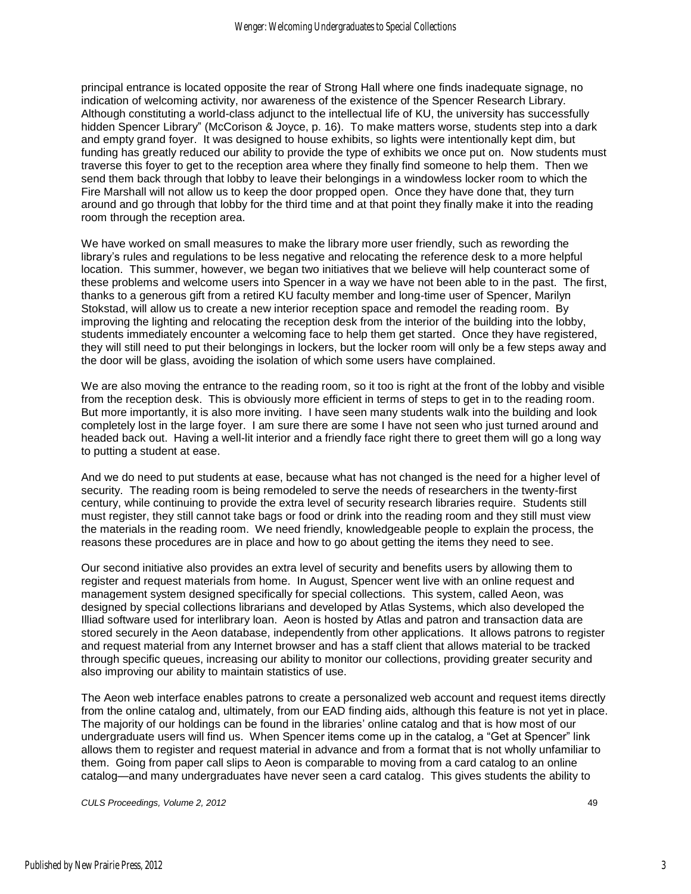principal entrance is located opposite the rear of Strong Hall where one finds inadequate signage, no indication of welcoming activity, nor awareness of the existence of the Spencer Research Library. Although constituting a world-class adjunct to the intellectual life of KU, the university has successfully hidden Spencer Library" (McCorison & Joyce, p. 16). To make matters worse, students step into a dark and empty grand foyer. It was designed to house exhibits, so lights were intentionally kept dim, but funding has greatly reduced our ability to provide the type of exhibits we once put on. Now students must traverse this foyer to get to the reception area where they finally find someone to help them. Then we send them back through that lobby to leave their belongings in a windowless locker room to which the Fire Marshall will not allow us to keep the door propped open. Once they have done that, they turn around and go through that lobby for the third time and at that point they finally make it into the reading room through the reception area.

We have worked on small measures to make the library more user friendly, such as rewording the library's rules and regulations to be less negative and relocating the reference desk to a more helpful location. This summer, however, we began two initiatives that we believe will help counteract some of these problems and welcome users into Spencer in a way we have not been able to in the past. The first, thanks to a generous gift from a retired KU faculty member and long-time user of Spencer, Marilyn Stokstad, will allow us to create a new interior reception space and remodel the reading room. By improving the lighting and relocating the reception desk from the interior of the building into the lobby, students immediately encounter a welcoming face to help them get started. Once they have registered, they will still need to put their belongings in lockers, but the locker room will only be a few steps away and the door will be glass, avoiding the isolation of which some users have complained.

We are also moving the entrance to the reading room, so it too is right at the front of the lobby and visible from the reception desk. This is obviously more efficient in terms of steps to get in to the reading room. But more importantly, it is also more inviting. I have seen many students walk into the building and look completely lost in the large foyer. I am sure there are some I have not seen who just turned around and headed back out. Having a well-lit interior and a friendly face right there to greet them will go a long way to putting a student at ease.

And we do need to put students at ease, because what has not changed is the need for a higher level of security. The reading room is being remodeled to serve the needs of researchers in the twenty-first century, while continuing to provide the extra level of security research libraries require. Students still must register, they still cannot take bags or food or drink into the reading room and they still must view the materials in the reading room. We need friendly, knowledgeable people to explain the process, the reasons these procedures are in place and how to go about getting the items they need to see.

Our second initiative also provides an extra level of security and benefits users by allowing them to register and request materials from home. In August, Spencer went live with an online request and management system designed specifically for special collections. This system, called Aeon, was designed by special collections librarians and developed by Atlas Systems, which also developed the Illiad software used for interlibrary loan. Aeon is hosted by Atlas and patron and transaction data are stored securely in the Aeon database, independently from other applications. It allows patrons to register and request material from any Internet browser and has a staff client that allows material to be tracked through specific queues, increasing our ability to monitor our collections, providing greater security and also improving our ability to maintain statistics of use.

The Aeon web interface enables patrons to create a personalized web account and request items directly from the online catalog and, ultimately, from our EAD finding aids, although this feature is not yet in place. The majority of our holdings can be found in the libraries' online catalog and that is how most of our undergraduate users will find us. When Spencer items come up in the catalog, a "Get at Spencer" link allows them to register and request material in advance and from a format that is not wholly unfamiliar to them. Going from paper call slips to Aeon is comparable to moving from a card catalog to an online catalog—and many undergraduates have never seen a card catalog. This gives students the ability to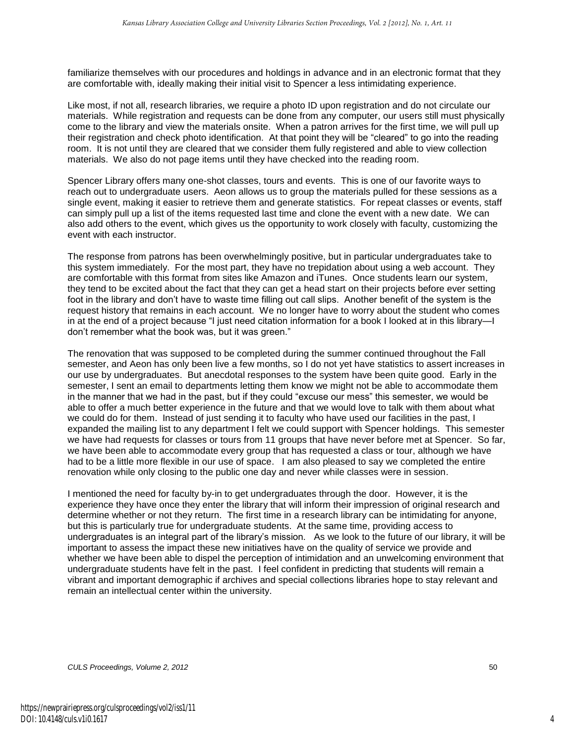familiarize themselves with our procedures and holdings in advance and in an electronic format that they are comfortable with, ideally making their initial visit to Spencer a less intimidating experience.

Like most, if not all, research libraries, we require a photo ID upon registration and do not circulate our materials. While registration and requests can be done from any computer, our users still must physically come to the library and view the materials onsite. When a patron arrives for the first time, we will pull up their registration and check photo identification. At that point they will be "cleared" to go into the reading room. It is not until they are cleared that we consider them fully registered and able to view collection materials. We also do not page items until they have checked into the reading room.

Spencer Library offers many one-shot classes, tours and events. This is one of our favorite ways to reach out to undergraduate users. Aeon allows us to group the materials pulled for these sessions as a single event, making it easier to retrieve them and generate statistics. For repeat classes or events, staff can simply pull up a list of the items requested last time and clone the event with a new date. We can also add others to the event, which gives us the opportunity to work closely with faculty, customizing the event with each instructor.

The response from patrons has been overwhelmingly positive, but in particular undergraduates take to this system immediately. For the most part, they have no trepidation about using a web account. They are comfortable with this format from sites like Amazon and iTunes. Once students learn our system, they tend to be excited about the fact that they can get a head start on their projects before ever setting foot in the library and don't have to waste time filling out call slips. Another benefit of the system is the request history that remains in each account. We no longer have to worry about the student who comes in at the end of a project because "I just need citation information for a book I looked at in this library—I don't remember what the book was, but it was green."

The renovation that was supposed to be completed during the summer continued throughout the Fall semester, and Aeon has only been live a few months, so I do not yet have statistics to assert increases in our use by undergraduates. But anecdotal responses to the system have been quite good. Early in the semester, I sent an email to departments letting them know we might not be able to accommodate them in the manner that we had in the past, but if they could "excuse our mess" this semester, we would be able to offer a much better experience in the future and that we would love to talk with them about what we could do for them. Instead of just sending it to faculty who have used our facilities in the past, I expanded the mailing list to any department I felt we could support with Spencer holdings. This semester we have had requests for classes or tours from 11 groups that have never before met at Spencer. So far, we have been able to accommodate every group that has requested a class or tour, although we have had to be a little more flexible in our use of space. I am also pleased to say we completed the entire renovation while only closing to the public one day and never while classes were in session.

I mentioned the need for faculty by-in to get undergraduates through the door. However, it is the experience they have once they enter the library that will inform their impression of original research and determine whether or not they return. The first time in a research library can be intimidating for anyone, but this is particularly true for undergraduate students. At the same time, providing access to undergraduates is an integral part of the library's mission. As we look to the future of our library, it will be important to assess the impact these new initiatives have on the quality of service we provide and whether we have been able to dispel the perception of intimidation and an unwelcoming environment that undergraduate students have felt in the past. I feel confident in predicting that students will remain a vibrant and important demographic if archives and special collections libraries hope to stay relevant and remain an intellectual center within the university.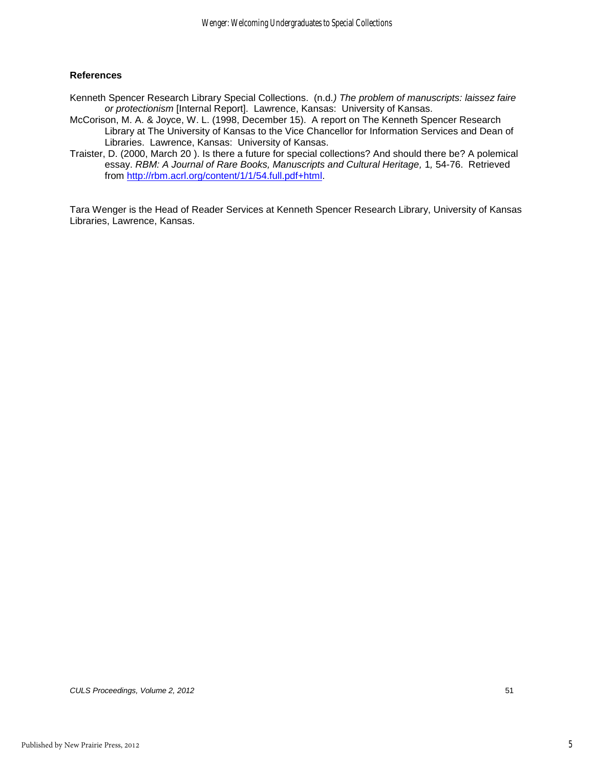### References

Kenneth Spencer Research Library Special Collections. (n.d.*) The problem of manuscripts: laissez faire or protectionism* [Internal Report]. Lawrence, Kansas: University of Kansas.

McCorison, M. A. & Joyce, W. L. (1998, December 15). A report on The Kenneth Spencer Research Library at The University of Kansas to the Vice Chancellor for Information Services and Dean of Libraries. Lawrence, Kansas: University of Kansas.

Traister, D. (2000, March 20 ). Is there a future for special collections? And should there be? A polemical essay. *RBM: A Journal of Rare Books, Manuscripts and Cultural Heritage,* 1*,* 54-76. Retrieved from http://rbm.acrl.org/content/1/1/54.full.pdf+html.

Tara Wenger is the Head of Reader Services at Kenneth Spencer Research Library, University of Kansas Libraries, Lawrence, Kansas.